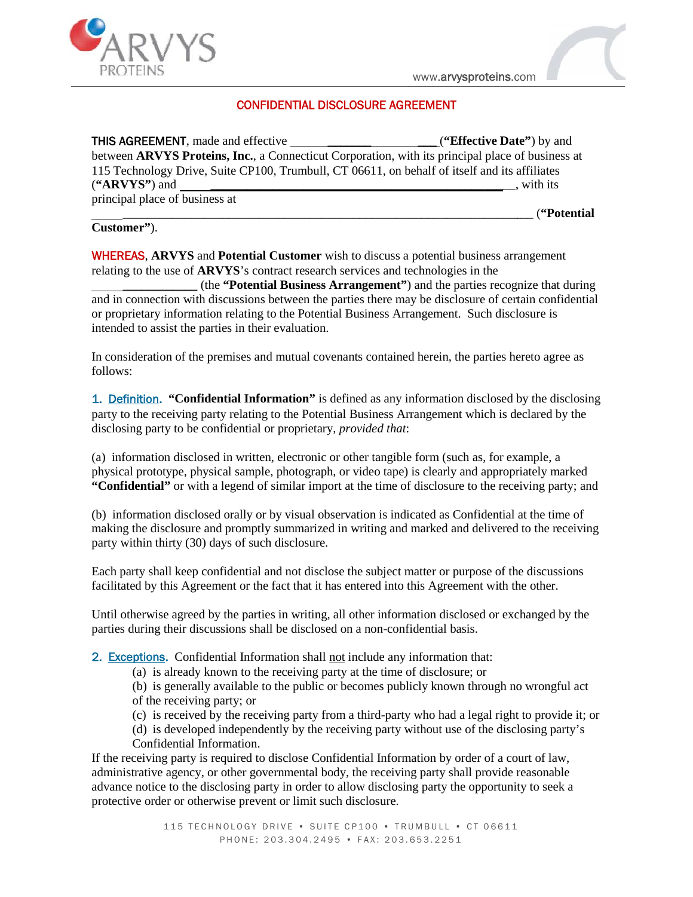# CONFIDENTIAL DISCLOSURE AGREEMENT

**THIS AGREEMENT**, made and effective ______________________ (**"Effective Date"**) by and between **ARVYS Proteins, Inc.**, a Connecticut Corporation, with its principal place of business at 115 Technology Drive, Suite CP100, Trumbull, CT 06611, on behalf of itself and its affiliates (**"ARVYS"**) and ______________________________________________, with its principal place of business at ______________________________________________________________________ (**"Potential Customer"**).

**WHEREAS**, **ARVYS** and **Potential Customer** wish to discuss a potential business arrangement relating to the use of **ARVYS**'s contract research services and technologies in the ________________ (the **"Potential Business Arrangement"**) and the parties recognize that during and in connection with discussions between the parties there may be disclosure of certain confidential or proprietary information relating to the Potential Business Arrangement. Such disclosure is intended to assist the parties in their evaluation.

In consideration of the premises and mutual covenants contained herein, the parties hereto agree as follows:

1. Definition. **"Confidential Information"** is defined as any information disclosed by the disclosing party to the receiving party relating to the Potential Business Arrangement which is declared by the disclosing party to be confidential or proprietary, *provided that*:

(a) information disclosed in written, electronic or other tangible form (such as, for example, a physical prototype, physical sample, photograph, or video tape) is clearly and appropriately marked **"Confidential"** or with a legend of similar import at the time of disclosure to the receiving party; and

(b) information disclosed orally or by visual observation is indicated as Confidential at the time of making the disclosure and promptly summarized in writing and marked and delivered to the receiving party within thirty (30) days of such disclosure.

Each party shall keep confidential and not disclose the subject matter or purpose of the discussions facilitated by this Agreement or the fact that it has entered into this Agreement with the other.

Until otherwise agreed by the parties in writing, all other information disclosed or exchanged by the parties during their discussions shall be disclosed on a non-confidential basis.

2. Exceptions. Confidential Information shall not include any information that:

(a) is already known to the receiving party at the time of disclosure; or
(b) is generally available to the public or becomes publicly known through no wrongful act of the receiving party; or
(c) is received by the receiving party from a third-party who had a legal right to provide it; or
(d) is developed independently by the receiving party without use of the disclosing party's Confidential Information.

If the receiving party is required to disclose Confidential Information by order of a court of law, administrative agency, or other governmental body, the receiving party shall provide reasonable advance notice to the disclosing party in order to allow disclosing party the opportunity to seek a protective order or otherwise prevent or limit such disclosure.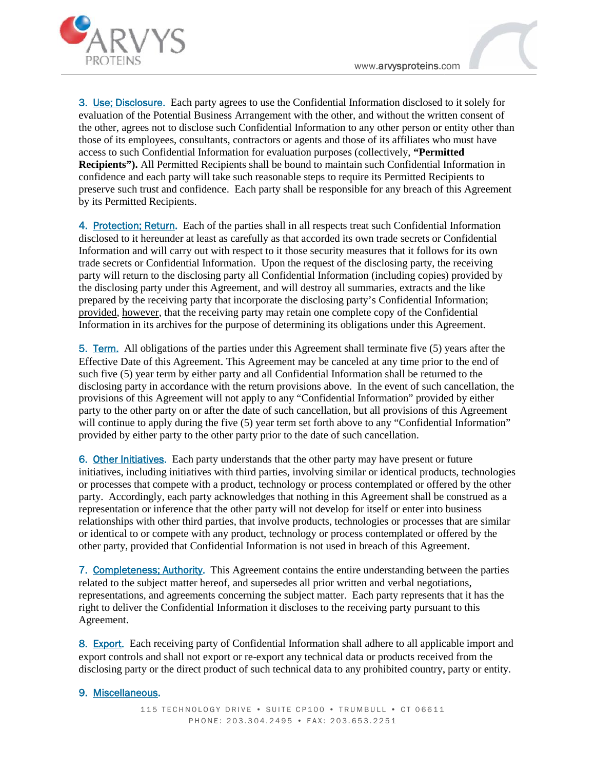**3. Use; Disclosure.** Each party agrees to use the Confidential Information disclosed to it solely for evaluation of the Potential Business Arrangement with the other, and without the written consent of the other, agrees not to disclose such Confidential Information to any other person or entity other than those of its employees, consultants, contractors or agents and those of its affiliates who must have access to such Confidential Information for evaluation purposes (collectively, **"Permitted Recipients")**. All Permitted Recipients shall be bound to maintain such Confidential Information in confidence and each party will take such reasonable steps to require its Permitted Recipients to preserve such trust and confidence. Each party shall be responsible for any breach of this Agreement by its Permitted Recipients.

**4. Protection; Return.** Each of the parties shall in all respects treat such Confidential Information disclosed to it hereunder at least as carefully as that accorded its own trade secrets or Confidential Information and will carry out with respect to it those security measures that it follows for its own trade secrets or Confidential Information. Upon the request of the disclosing party, the receiving party will return to the disclosing party all Confidential Information (including copies) provided by the disclosing party under this Agreement, and will destroy all summaries, extracts and the like prepared by the receiving party that incorporate the disclosing party's Confidential Information; provided, however, that the receiving party may retain one complete copy of the Confidential Information in its archives for the purpose of determining its obligations under this Agreement.

**5. Term.** All obligations of the parties under this Agreement shall terminate five (5) years after the Effective Date of this Agreement. This Agreement may be canceled at any time prior to the end of such five (5) year term by either party and all Confidential Information shall be returned to the disclosing party in accordance with the return provisions above. In the event of such cancellation, the provisions of this Agreement will not apply to any "Confidential Information" provided by either party to the other party on or after the date of such cancellation, but all provisions of this Agreement will continue to apply during the five (5) year term set forth above to any "Confidential Information" provided by either party to the other party prior to the date of such cancellation.

**6. Other Initiatives.** Each party understands that the other party may have present or future initiatives, including initiatives with third parties, involving similar or identical products, technologies or processes that compete with a product, technology or process contemplated or offered by the other party. Accordingly, each party acknowledges that nothing in this Agreement shall be construed as a representation or inference that the other party will not develop for itself or enter into business relationships with other third parties, that involve products, technologies or processes that are similar or identical to or compete with any product, technology or process contemplated or offered by the other party, provided that Confidential Information is not used in breach of this Agreement.

**7. Completeness; Authority.** This Agreement contains the entire understanding between the parties related to the subject matter hereof, and supersedes all prior written and verbal negotiations, representations, and agreements concerning the subject matter. Each party represents that it has the right to deliver the Confidential Information it discloses to the receiving party pursuant to this Agreement.

**8. Export.** Each receiving party of Confidential Information shall adhere to all applicable import and export controls and shall not export or re-export any technical data or products received from the disclosing party or the direct product of such technical data to any prohibited country, party or entity.

**9. Miscellaneous.**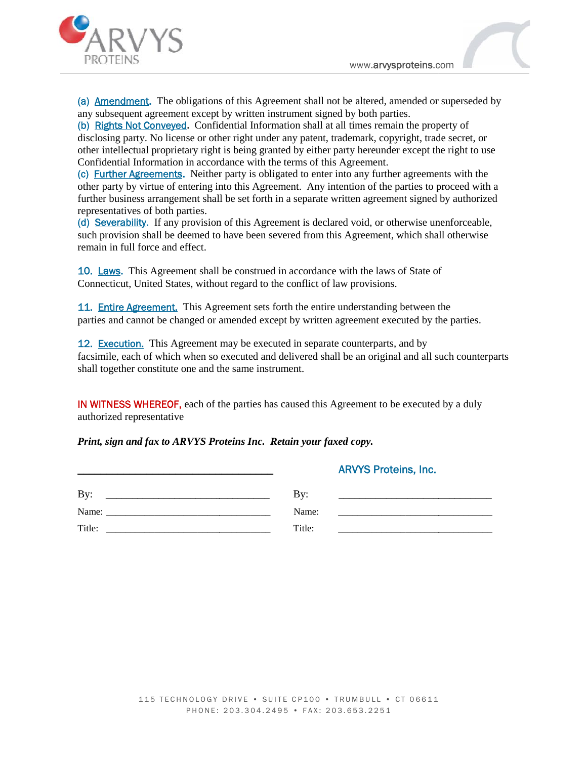(a) Amendment. The obligations of this Agreement shall not be altered, amended or superseded by any subsequent agreement except by written instrument signed by both parties.
(b) Rights Not Conveyed. Confidential Information shall at all times remain the property of disclosing party. No license or other right under any patent, trademark, copyright, trade secret, or other intellectual proprietary right is being granted by either party hereunder except the right to use Confidential Information in accordance with the terms of this Agreement.
(c) Further Agreements. Neither party is obligated to enter into any further agreements with the other party by virtue of entering into this Agreement. Any intention of the parties to proceed with a further business arrangement shall be set forth in a separate written agreement signed by authorized representatives of both parties.
(d) Severability. If any provision of this Agreement is declared void, or otherwise unenforceable, such provision shall be deemed to have been severed from this Agreement, which shall otherwise remain in full force and effect.

10. Laws. This Agreement shall be construed in accordance with the laws of State of Connecticut, United States, without regard to the conflict of law provisions.

11. Entire Agreement. This Agreement sets forth the entire understanding between the parties and cannot be changed or amended except by written agreement executed by the parties.

12. Execution. This Agreement may be executed in separate counterparts, and by facsimile, each of which when so executed and delivered shall be an original and all such counterparts shall together constitute one and the same instrument.

IN WITNESS WHEREOF, each of the parties has caused this Agreement to be executed by a duly authorized representative

***Print, sign and fax to ARVYS Proteins Inc. Retain your faxed copy.***

| ______________________________ | ARVYS Proteins, Inc. |
|---|---|
| By: ______________________________ | By: ______________________________ |
| Name: ______________________________ | Name: ______________________________ |
| Title: ______________________________ | Title: ______________________________ |

115 TECHNOLOGY DRIVE • SUITE CP100 • TRUMBULL • CT 06611
PHONE: 203.304.2495 • FAX: 203.653.2251